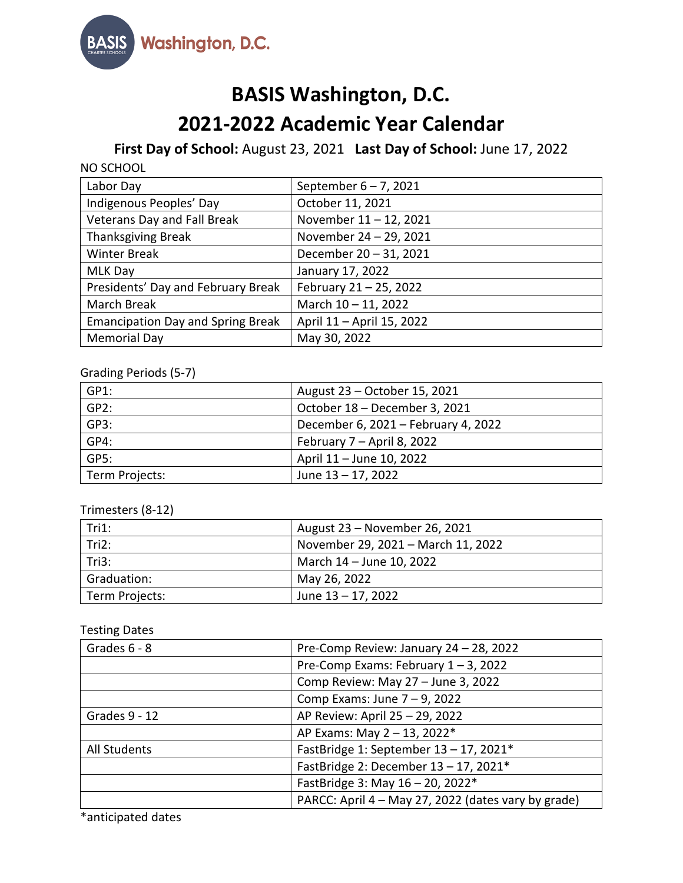BASIS Washington, D.C.

# BASIS Washington, D.C.
# 2021-2022 Academic Year Calendar

**First Day of School:** August 23, 2021 **Last Day of School:** June 17, 2022

NO SCHOOL

| | |
|---|---|
| Labor Day | September 6 – 7, 2021 |
| Indigenous Peoples' Day | October 11, 2021 |
| Veterans Day and Fall Break | November 11 – 12, 2021 |
| Thanksgiving Break | November 24 – 29, 2021 |
| Winter Break | December 20 – 31, 2021 |
| MLK Day | January 17, 2022 |
| Presidents' Day and February Break | February 21 – 25, 2022 |
| March Break | March 10 – 11, 2022 |
| Emancipation Day and Spring Break | April 11 – April 15, 2022 |
| Memorial Day | May 30, 2022 |

Grading Periods (5-7)

| | |
|---|---|
| GP1: | August 23 – October 15, 2021 |
| GP2: | October 18 – December 3, 2021 |
| GP3: | December 6, 2021 – February 4, 2022 |
| GP4: | February 7 – April 8, 2022 |
| GP5: | April 11 – June 10, 2022 |
| Term Projects: | June 13 – 17, 2022 |

Trimesters (8-12)

| | |
|---|---|
| Tri1: | August 23 – November 26, 2021 |
| Tri2: | November 29, 2021 – March 11, 2022 |
| Tri3: | March 14 – June 10, 2022 |
| Graduation: | May 26, 2022 |
| Term Projects: | June 13 – 17, 2022 |

Testing Dates

| | |
|---|---|
| Grades 6 - 8 | Pre-Comp Review: January 24 – 28, 2022 |
| | Pre-Comp Exams: February 1 – 3, 2022 |
| | Comp Review: May 27 – June 3, 2022 |
| | Comp Exams: June 7 – 9, 2022 |
| Grades 9 - 12 | AP Review: April 25 – 29, 2022 |
| | AP Exams: May 2 – 13, 2022* |
| All Students | FastBridge 1: September 13 – 17, 2021* |
| | FastBridge 2: December 13 – 17, 2021* |
| | FastBridge 3: May 16 – 20, 2022* |
| | PARCC: April 4 – May 27, 2022 (dates vary by grade) |

*anticipated dates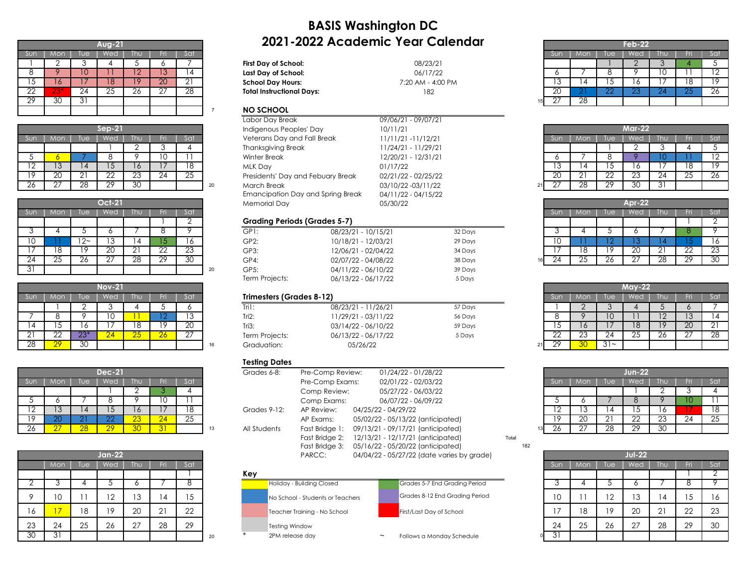# BASIS Washington DC
## 2021-2022 Academic Year Calendar

**First Day of School:** 08/23/21
**Last Day of School:** 06/17/22
**School Day Hours:** 7:20 AM - 4:00 PM
**Total Instructional Days:** 182

### NO SCHOOL

| | |
|---|---|
| Labor Day Break | 09/06/21 - 09/07/21 |
| Indigenous Peoples' Day | 10/11/21 |
| Veterans Day and Fall Break | 11/11/21 -11/12/21 |
| Thanksgiving Break | 11/24/21 - 11/29/21 |
| Winter Break | 12/20/21 - 12/31/21 |
| MLK Day | 01/17/22 |
| Presidents' Day and Febuary Break | 02/21/22 - 02/25/22 |
| March Break | 03/10/22 -03/11/22 |
| Emancipation Day and Spring Break | 04/11/22 - 04/15/22 |
| Memorial Day | 05/30/22 |

### Grading Periods (Grades 5-7)

| | | |
|---|---|---|
| GP1: | 08/23/21 - 10/15/21 | 32 Days |
| GP2: | 10/18/21 - 12/03/21 | 29 Days |
| GP3: | 12/06/21 - 02/04/22 | 34 Days |
| GP4: | 02/07/22 - 04/08/22 | 38 Days |
| GP5: | 04/11/22 - 06/10/22 | 39 Days |
| Term Projects: | 06/13/22 - 06/17/22 | 5 Days |

### Trimesters (Grades 8-12)

| | | |
|---|---|---|
| Tri1: | 08/23/21 - 11/26/21 | 57 Days |
| Tri2: | 11/29/21 - 03/11/22 | 56 Days |
| Tri3: | 03/14/22 - 06/10/22 | 59 Days |
| Term Projects: | 06/13/22 - 06/17/22 | 5 Days |
| Graduation: | 05/26/22 | |

### Testing Dates

| | | |
|---|---|---|
| Grades 6-8: | Pre-Comp Review: | 01/24/22 - 01/28/22 |
| | Pre-Comp Exams: | 02/01/22 - 02/03/22 |
| | Comp Review: | 05/27/22 - 06/03/22 |
| | Comp Exams: | 06/07/22 - 06/09/22 |
| Grades 9-12: | AP Review: | 04/25/22 - 04/29/22 |
| | AP Exams: | 05/02/22 - 05/13/22 (anticipated) |
| All Students | Fast Bridge 1: | 09/13/21 - 09/17/21 (anticipated) |
| | Fast Bridge 2: | 12/13/21 - 12/17/21 (anticipated) |
| | Fast Bridge 3: | 05/16/22 - 05/20/22 (anticipated) |
| | PARCC: | 04/04/22 - 05/27/22 (date varies by grade) |

### Key

| | |
|---|---|
| Holiday - Building Closed (yellow) | Grades 5-7 End Grading Period (green) |
| No School - Students or Teachers (blue) | Grades 8-12 End Grading Period (purple) |
| Teacher Training - No School (pink) | First/Last Day of School (red) |
| Testing Window (gray) | |
| * 2PM release day | ~ Follows a Monday Schedule |

### Aug-21 (7)

| Sun | Mon | Tue | Wed | Thu | Fri | Sat |
|---|---|---|---|---|---|---|
| 1 | 2 | 3 | 4 | 5 | 6 | 7 |
| 8 | 9 | 10 | 11 | 12 | 13 | 14 |
| 15 | 16 | 17 | 18 | 19 | 20 | 21 |
| 22 | 23* | 24 | 25 | 26 | 27 | 28 |
| 29 | 30 | 31 | | | | |

### Sep-21 (20)

| Sun | Mon | Tue | Wed | Thu | Fri | Sat |
|---|---|---|---|---|---|---|
| | | | 1 | 2 | 3 | 4 |
| 5 | 6 | 7 | 8 | 9 | 10 | 11 |
| 12 | 13 | 14 | 15 | 16 | 17 | 18 |
| 19 | 20 | 21 | 22 | 23 | 24 | 25 |
| 26 | 27 | 28 | 29 | 30 | | |

### Oct-21 (20)

| Sun | Mon | Tue | Wed | Thu | Fri | Sat |
|---|---|---|---|---|---|---|
| | | | | | 1 | 2 |
| 3 | 4 | 5 | 6 | 7 | 8 | 9 |
| 10 | 11 | 12~ | 13 | 14 | 15 | 16 |
| 17 | 18 | 19 | 20 | 21 | 22 | 23 |
| 24 | 25 | 26 | 27 | 28 | 29 | 30 |
| 31 | | | | | | |

### Nov-21 (16)

| Sun | Mon | Tue | Wed | Thu | Fri | Sat |
|---|---|---|---|---|---|---|
| | 1 | 2 | 3 | 4 | 5 | 6 |
| 7 | 8 | 9 | 10 | 11 | 12 | 13 |
| 14 | 15 | 16 | 17 | 18 | 19 | 20 |
| 21 | 22 | 23* | 24 | 25 | 26 | 27 |
| 28 | 29 | 30 | | | | |

### Dec-21 (13)

| Sun | Mon | Tue | Wed | Thu | Fri | Sat |
|---|---|---|---|---|---|---|
| | | | 1 | 2 | 3 | 4 |
| 5 | 6 | 7 | 8 | 9 | 10 | 11 |
| 12 | 13 | 14 | 15 | 16 | 17 | 18 |
| 19 | 20 | 21 | 22 | 23 | 24 | 25 |
| 26 | 27 | 28 | 29 | 30 | 31 | |

### Jan-22 (20)

| | Mon | Tue | Wed | Thu | Fri | Sat |
|---|---|---|---|---|---|---|
| | | | | | | 1 |
| 2 | 3 | 4 | 5 | 6 | 7 | 8 |
| 9 | 10 | 11 | 12 | 13 | 14 | 15 |
| 16 | 17 | 18 | 19 | 20 | 21 | 22 |
| 23 | 24 | 25 | 26 | 27 | 28 | 29 |
| 30 | 31 | | | | | |

### Feb-22 (15)

| Sun | Mon | Tue | Wed | Thu | Fri | Sat |
|---|---|---|---|---|---|---|
| | | 1 | 2 | 3 | 4 | 5 |
| 6 | 7 | 8 | 9 | 10 | 11 | 12 |
| 13 | 14 | 15 | 16 | 17 | 18 | 19 |
| 20 | 21 | 22 | 23 | 24 | 25 | 26 |
| 27 | 28 | | | | | |

### Mar-22 (21)

| Sun | Mon | Tue | Wed | Thu | Fri | Sat |
|---|---|---|---|---|---|---|
| | | 1 | 2 | 3 | 4 | 5 |
| 6 | 7 | 8 | 9 | 10 | 11 | 12 |
| 13 | 14 | 15 | 16 | 17 | 18 | 19 |
| 20 | 21 | 22 | 23 | 24 | 25 | 26 |
| 27 | 28 | 29 | 30 | 31 | | |

### Apr-22 (16)

| Sun | Mon | Tue | Wed | Thu | Fri | Sat |
|---|---|---|---|---|---|---|
| | | | | | 1 | 2 |
| 3 | 4 | 5 | 6 | 7 | 8 | 9 |
| 10 | 11 | 12 | 13 | 14 | 15 | 16 |
| 17 | 18 | 19 | 20 | 21 | 22 | 23 |
| 24 | 25 | 26 | 27 | 28 | 29 | 30 |

### May-22 (21)

| Sun | Mon | Tue | Wed | Thu | Fri | Sat |
|---|---|---|---|---|---|---|
| 1 | 2 | 3 | 4 | 5 | 6 | 7 |
| 8 | 9 | 10 | 11 | 12 | 13 | 14 |
| 15 | 16 | 17 | 18 | 19 | 20 | 21 |
| 22 | 23 | 24 | 25 | 26 | 27 | 28 |
| 29 | 30 | 31~ | | | | |

### Jun-22 (13)

| Sun | Mon | Tue | Wed | Thu | Fri | Sat |
|---|---|---|---|---|---|---|
| | | | 1 | 2 | 3 | 4 |
| 5 | 6 | 7 | 8 | 9 | 10 | 11 |
| 12 | 13 | 14 | 15 | 16 | 17 | 18 |
| 19 | 20 | 21 | 22 | 23 | 24 | 25 |
| 26 | 27 | 28 | 29 | 30 | | |

Total 182

### Jul-22 (0)

| Sun | Mon | Tue | Wed | Thu | Fri | Sat |
|---|---|---|---|---|---|---|
| | | | | | 1 | 2 |
| 3 | 4 | 5 | 6 | 7 | 8 | 9 |
| 10 | 11 | 12 | 13 | 14 | 15 | 16 |
| 17 | 18 | 19 | 20 | 21 | 22 | 23 |
| 24 | 25 | 26 | 27 | 28 | 29 | 30 |
| 31 | | | | | | |